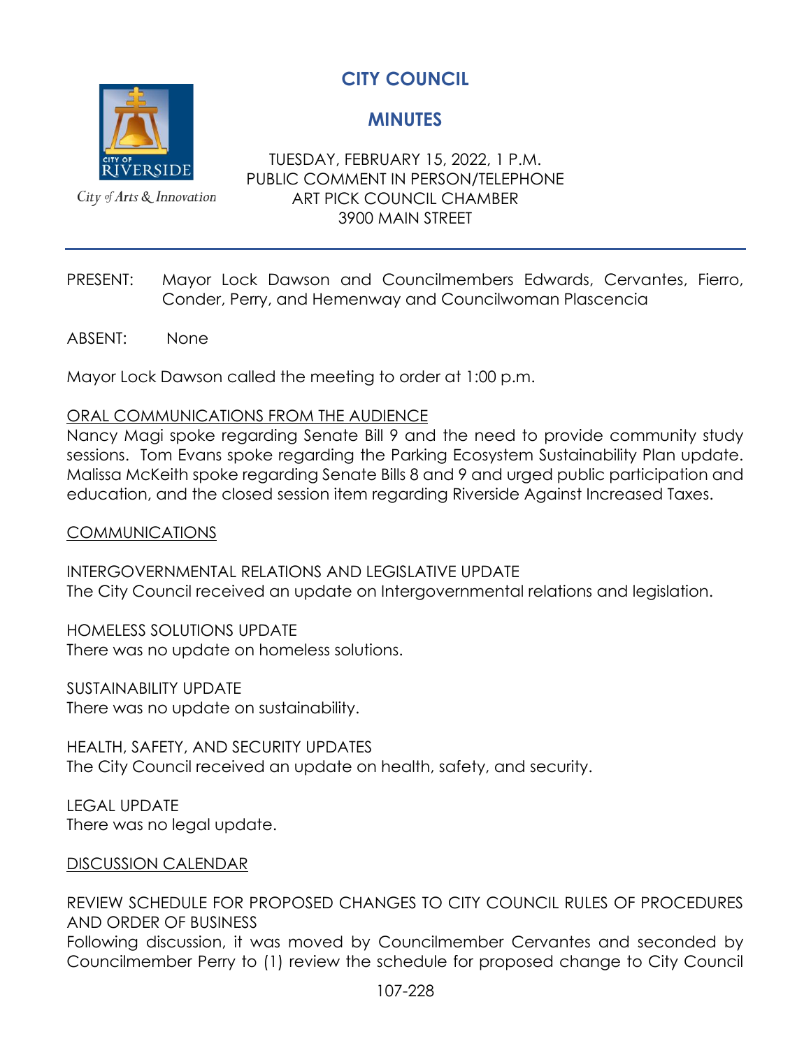# CITY COUNCIL

## MINUTES

City of Arts & Innovation

TUESDAY, FEBRUARY 15, 2022, 1 P.M.
PUBLIC COMMENT IN PERSON/TELEPHONE
ART PICK COUNCIL CHAMBER
3900 MAIN STREET

---

PRESENT: Mayor Lock Dawson and Councilmembers Edwards, Cervantes, Fierro, Conder, Perry, and Hemenway and Councilwoman Plascencia

ABSENT: None

Mayor Lock Dawson called the meeting to order at 1:00 p.m.

<u>ORAL COMMUNICATIONS FROM THE AUDIENCE</u>
Nancy Magi spoke regarding Senate Bill 9 and the need to provide community study sessions. Tom Evans spoke regarding the Parking Ecosystem Sustainability Plan update. Malissa McKeith spoke regarding Senate Bills 8 and 9 and urged public participation and education, and the closed session item regarding Riverside Against Increased Taxes.

<u>COMMUNICATIONS</u>

INTERGOVERNMENTAL RELATIONS AND LEGISLATIVE UPDATE
The City Council received an update on Intergovernmental relations and legislation.

HOMELESS SOLUTIONS UPDATE
There was no update on homeless solutions.

SUSTAINABILITY UPDATE
There was no update on sustainability.

HEALTH, SAFETY, AND SECURITY UPDATES
The City Council received an update on health, safety, and security.

LEGAL UPDATE
There was no legal update.

<u>DISCUSSION CALENDAR</u>

REVIEW SCHEDULE FOR PROPOSED CHANGES TO CITY COUNCIL RULES OF PROCEDURES AND ORDER OF BUSINESS
Following discussion, it was moved by Councilmember Cervantes and seconded by Councilmember Perry to (1) review the schedule for proposed change to City Council

107-228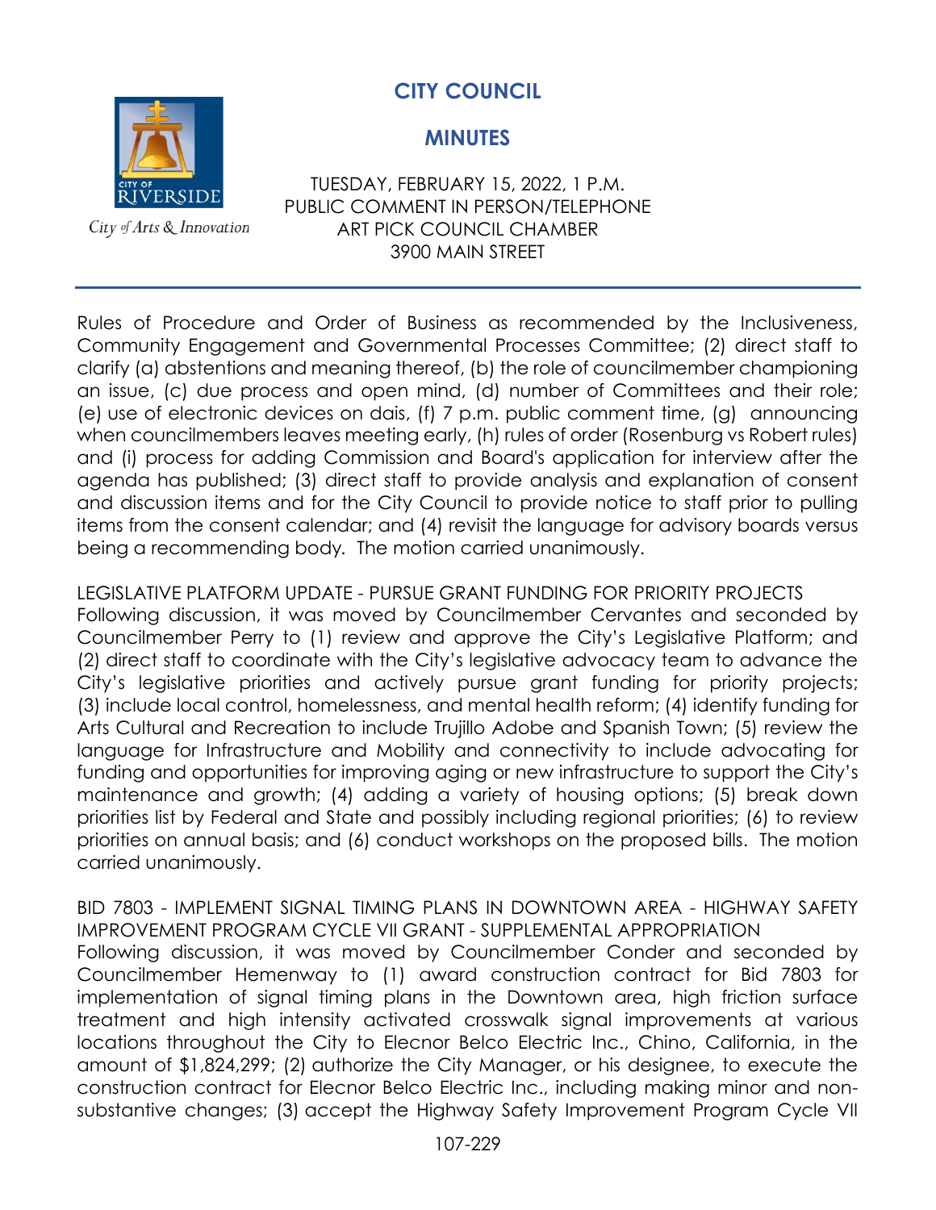# CITY COUNCIL

## MINUTES

TUESDAY, FEBRUARY 15, 2022, 1 P.M.
PUBLIC COMMENT IN PERSON/TELEPHONE
ART PICK COUNCIL CHAMBER
3900 MAIN STREET

City of Arts & Innovation

---

Rules of Procedure and Order of Business as recommended by the Inclusiveness, Community Engagement and Governmental Processes Committee; (2) direct staff to clarify (a) abstentions and meaning thereof, (b) the role of councilmember championing an issue, (c) due process and open mind, (d) number of Committees and their role; (e) use of electronic devices on dais, (f) 7 p.m. public comment time, (g) announcing when councilmembers leaves meeting early, (h) rules of order (Rosenburg vs Robert rules) and (i) process for adding Commission and Board's application for interview after the agenda has published; (3) direct staff to provide analysis and explanation of consent and discussion items and for the City Council to provide notice to staff prior to pulling items from the consent calendar; and (4) revisit the language for advisory boards versus being a recommending body. The motion carried unanimously.

LEGISLATIVE PLATFORM UPDATE - PURSUE GRANT FUNDING FOR PRIORITY PROJECTS
Following discussion, it was moved by Councilmember Cervantes and seconded by Councilmember Perry to (1) review and approve the City's Legislative Platform; and (2) direct staff to coordinate with the City's legislative advocacy team to advance the City's legislative priorities and actively pursue grant funding for priority projects; (3) include local control, homelessness, and mental health reform; (4) identify funding for Arts Cultural and Recreation to include Trujillo Adobe and Spanish Town; (5) review the language for Infrastructure and Mobility and connectivity to include advocating for funding and opportunities for improving aging or new infrastructure to support the City's maintenance and growth; (4) adding a variety of housing options; (5) break down priorities list by Federal and State and possibly including regional priorities; (6) to review priorities on annual basis; and (6) conduct workshops on the proposed bills. The motion carried unanimously.

BID 7803 - IMPLEMENT SIGNAL TIMING PLANS IN DOWNTOWN AREA - HIGHWAY SAFETY IMPROVEMENT PROGRAM CYCLE VII GRANT - SUPPLEMENTAL APPROPRIATION
Following discussion, it was moved by Councilmember Conder and seconded by Councilmember Hemenway to (1) award construction contract for Bid 7803 for implementation of signal timing plans in the Downtown area, high friction surface treatment and high intensity activated crosswalk signal improvements at various locations throughout the City to Elecnor Belco Electric Inc., Chino, California, in the amount of $1,824,299; (2) authorize the City Manager, or his designee, to execute the construction contract for Elecnor Belco Electric Inc., including making minor and non-substantive changes; (3) accept the Highway Safety Improvement Program Cycle VII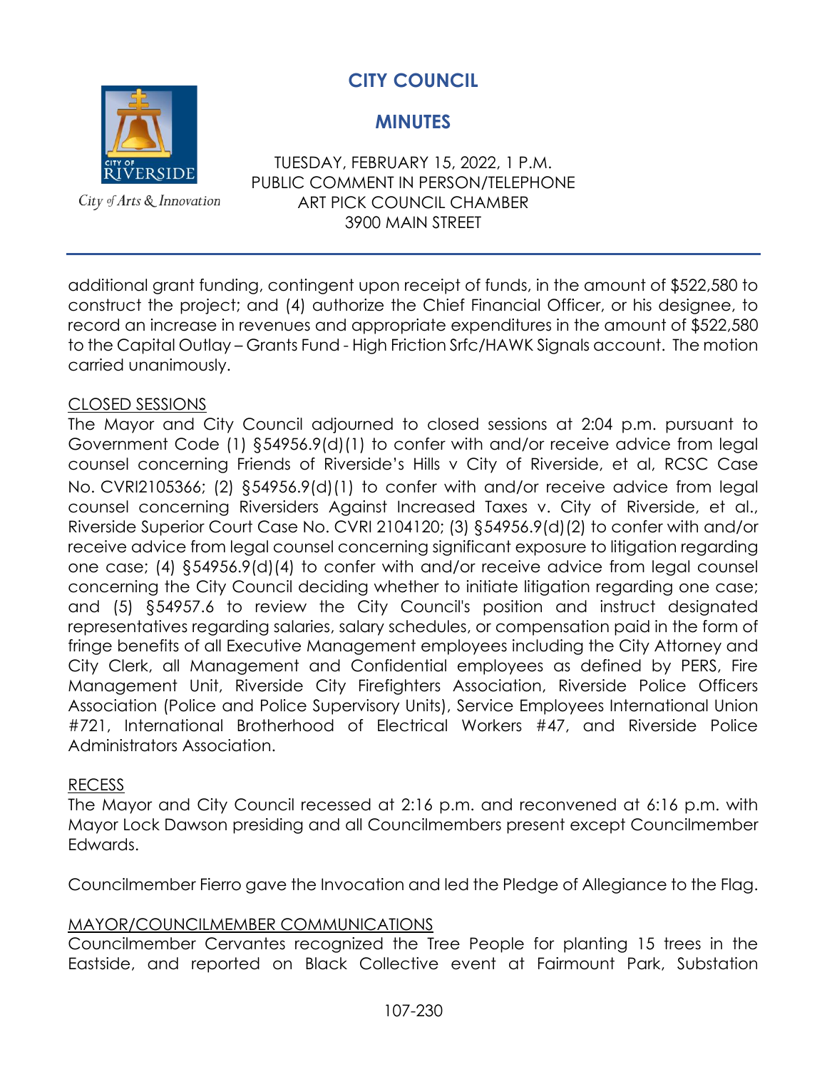additional grant funding, contingent upon receipt of funds, in the amount of $522,580 to construct the project; and (4) authorize the Chief Financial Officer, or his designee, to record an increase in revenues and appropriate expenditures in the amount of $522,580 to the Capital Outlay – Grants Fund - High Friction Srfc/HAWK Signals account. The motion carried unanimously.

## CLOSED SESSIONS

The Mayor and City Council adjourned to closed sessions at 2:04 p.m. pursuant to Government Code (1) §54956.9(d)(1) to confer with and/or receive advice from legal counsel concerning Friends of Riverside's Hills v City of Riverside, et al, RCSC Case No. CVRI2105366; (2) §54956.9(d)(1) to confer with and/or receive advice from legal counsel concerning Riversiders Against Increased Taxes v. City of Riverside, et al., Riverside Superior Court Case No. CVRI 2104120; (3) §54956.9(d)(2) to confer with and/or receive advice from legal counsel concerning significant exposure to litigation regarding one case; (4) §54956.9(d)(4) to confer with and/or receive advice from legal counsel concerning the City Council deciding whether to initiate litigation regarding one case; and (5) §54957.6 to review the City Council's position and instruct designated representatives regarding salaries, salary schedules, or compensation paid in the form of fringe benefits of all Executive Management employees including the City Attorney and City Clerk, all Management and Confidential employees as defined by PERS, Fire Management Unit, Riverside City Firefighters Association, Riverside Police Officers Association (Police and Police Supervisory Units), Service Employees International Union #721, International Brotherhood of Electrical Workers #47, and Riverside Police Administrators Association.

## RECESS

The Mayor and City Council recessed at 2:16 p.m. and reconvened at 6:16 p.m. with Mayor Lock Dawson presiding and all Councilmembers present except Councilmember Edwards.

Councilmember Fierro gave the Invocation and led the Pledge of Allegiance to the Flag.

## MAYOR/COUNCILMEMBER COMMUNICATIONS

Councilmember Cervantes recognized the Tree People for planting 15 trees in the Eastside, and reported on Black Collective event at Fairmount Park, Substation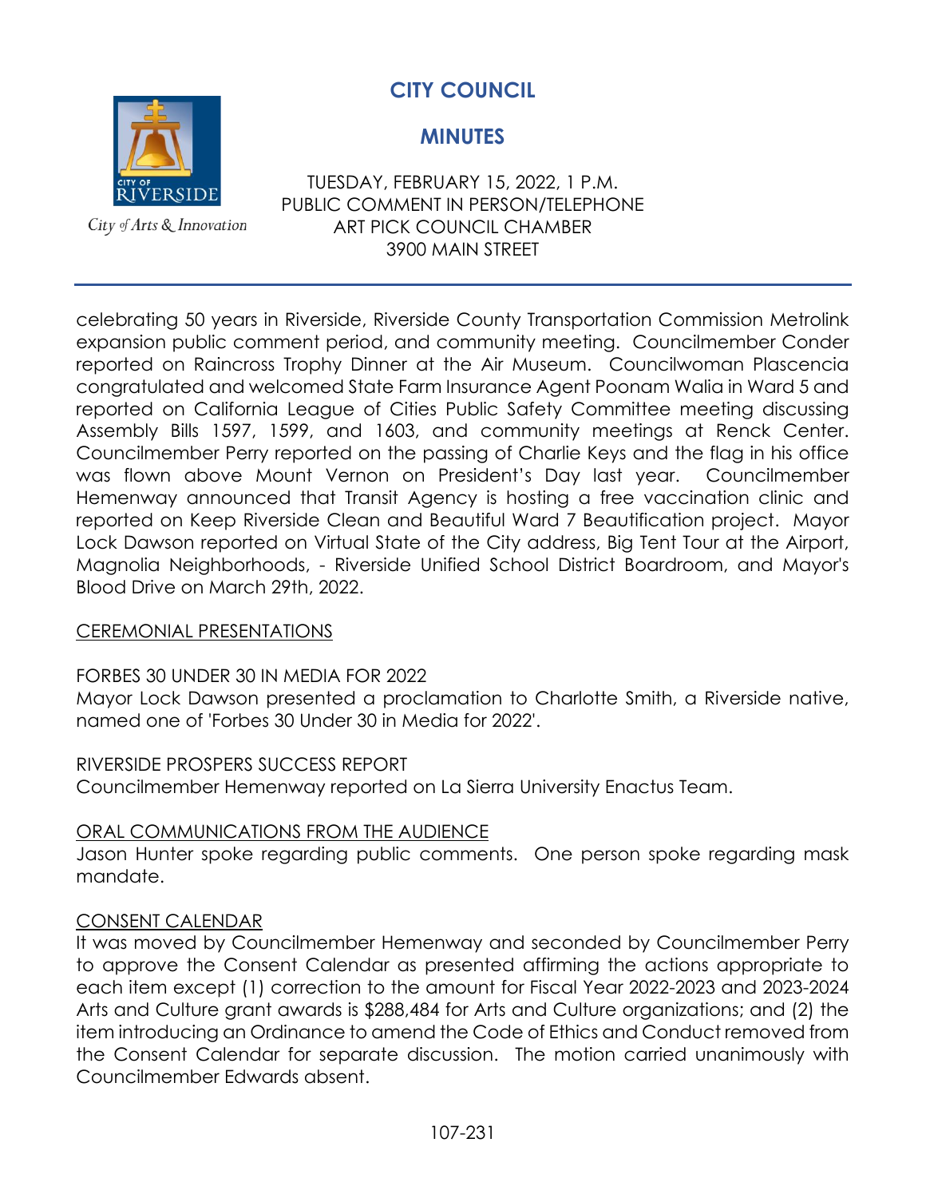celebrating 50 years in Riverside, Riverside County Transportation Commission Metrolink expansion public comment period, and community meeting. Councilmember Conder reported on Raincross Trophy Dinner at the Air Museum. Councilwoman Plascencia congratulated and welcomed State Farm Insurance Agent Poonam Walia in Ward 5 and reported on California League of Cities Public Safety Committee meeting discussing Assembly Bills 1597, 1599, and 1603, and community meetings at Renck Center. Councilmember Perry reported on the passing of Charlie Keys and the flag in his office was flown above Mount Vernon on President's Day last year. Councilmember Hemenway announced that Transit Agency is hosting a free vaccination clinic and reported on Keep Riverside Clean and Beautiful Ward 7 Beautification project. Mayor Lock Dawson reported on Virtual State of the City address, Big Tent Tour at the Airport, Magnolia Neighborhoods, - Riverside Unified School District Boardroom, and Mayor's Blood Drive on March 29th, 2022.

## CEREMONIAL PRESENTATIONS

FORBES 30 UNDER 30 IN MEDIA FOR 2022

Mayor Lock Dawson presented a proclamation to Charlotte Smith, a Riverside native, named one of 'Forbes 30 Under 30 in Media for 2022'.

RIVERSIDE PROSPERS SUCCESS REPORT

Councilmember Hemenway reported on La Sierra University Enactus Team.

## ORAL COMMUNICATIONS FROM THE AUDIENCE

Jason Hunter spoke regarding public comments. One person spoke regarding mask mandate.

## CONSENT CALENDAR

It was moved by Councilmember Hemenway and seconded by Councilmember Perry to approve the Consent Calendar as presented affirming the actions appropriate to each item except (1) correction to the amount for Fiscal Year 2022-2023 and 2023-2024 Arts and Culture grant awards is $288,484 for Arts and Culture organizations; and (2) the item introducing an Ordinance to amend the Code of Ethics and Conduct removed from the Consent Calendar for separate discussion. The motion carried unanimously with Councilmember Edwards absent.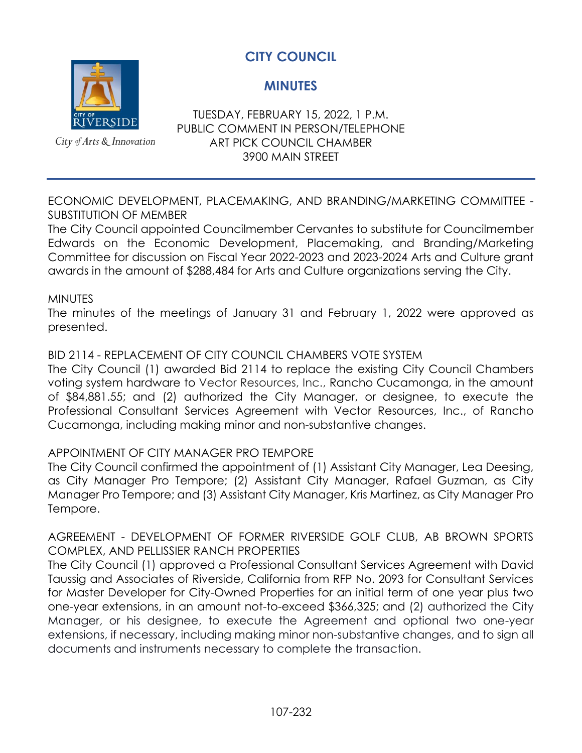# CITY COUNCIL

## MINUTES

TUESDAY, FEBRUARY 15, 2022, 1 P.M.
PUBLIC COMMENT IN PERSON/TELEPHONE
ART PICK COUNCIL CHAMBER
3900 MAIN STREET

City of Arts & Innovation

---

ECONOMIC DEVELOPMENT, PLACEMAKING, AND BRANDING/MARKETING COMMITTEE - SUBSTITUTION OF MEMBER

The City Council appointed Councilmember Cervantes to substitute for Councilmember Edwards on the Economic Development, Placemaking, and Branding/Marketing Committee for discussion on Fiscal Year 2022-2023 and 2023-2024 Arts and Culture grant awards in the amount of $288,484 for Arts and Culture organizations serving the City.

MINUTES

The minutes of the meetings of January 31 and February 1, 2022 were approved as presented.

BID 2114 - REPLACEMENT OF CITY COUNCIL CHAMBERS VOTE SYSTEM

The City Council (1) awarded Bid 2114 to replace the existing City Council Chambers voting system hardware to Vector Resources, Inc., Rancho Cucamonga, in the amount of $84,881.55; and (2) authorized the City Manager, or designee, to execute the Professional Consultant Services Agreement with Vector Resources, Inc., of Rancho Cucamonga, including making minor and non-substantive changes.

APPOINTMENT OF CITY MANAGER PRO TEMPORE

The City Council confirmed the appointment of (1) Assistant City Manager, Lea Deesing, as City Manager Pro Tempore; (2) Assistant City Manager, Rafael Guzman, as City Manager Pro Tempore; and (3) Assistant City Manager, Kris Martinez, as City Manager Pro Tempore.

AGREEMENT - DEVELOPMENT OF FORMER RIVERSIDE GOLF CLUB, AB BROWN SPORTS COMPLEX, AND PELLISSIER RANCH PROPERTIES

The City Council (1) approved a Professional Consultant Services Agreement with David Taussig and Associates of Riverside, California from RFP No. 2093 for Consultant Services for Master Developer for City-Owned Properties for an initial term of one year plus two one-year extensions, in an amount not-to-exceed $366,325; and (2) authorized the City Manager, or his designee, to execute the Agreement and optional two one-year extensions, if necessary, including making minor non-substantive changes, and to sign all documents and instruments necessary to complete the transaction.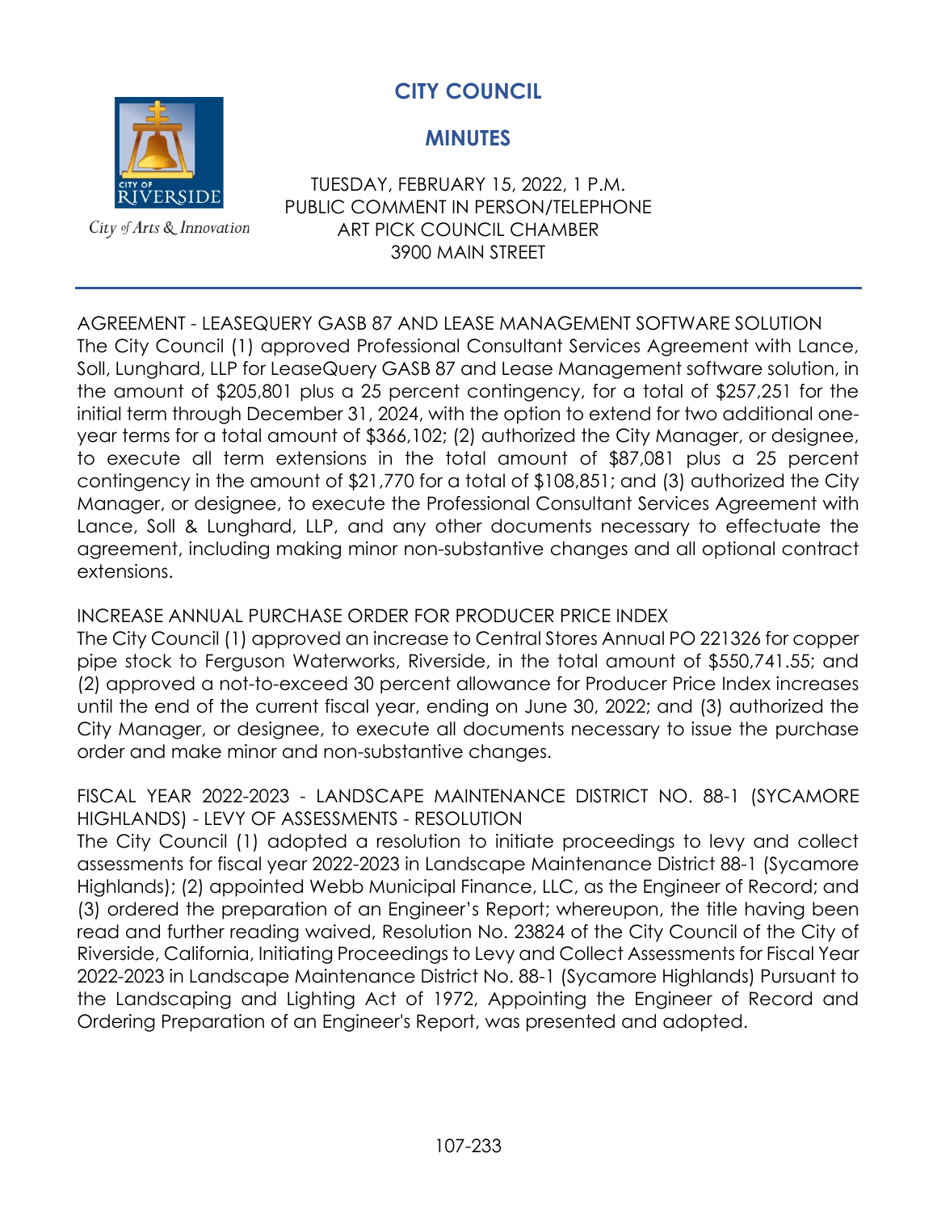# CITY COUNCIL

## MINUTES

TUESDAY, FEBRUARY 15, 2022, 1 P.M.
PUBLIC COMMENT IN PERSON/TELEPHONE
ART PICK COUNCIL CHAMBER
3900 MAIN STREET

---

AGREEMENT - LEASEQUERY GASB 87 AND LEASE MANAGEMENT SOFTWARE SOLUTION
The City Council (1) approved Professional Consultant Services Agreement with Lance, Soll, Lunghard, LLP for LeaseQuery GASB 87 and Lease Management software solution, in the amount of $205,801 plus a 25 percent contingency, for a total of $257,251 for the initial term through December 31, 2024, with the option to extend for two additional one-year terms for a total amount of $366,102; (2) authorized the City Manager, or designee, to execute all term extensions in the total amount of $87,081 plus a 25 percent contingency in the amount of $21,770 for a total of $108,851; and (3) authorized the City Manager, or designee, to execute the Professional Consultant Services Agreement with Lance, Soll & Lunghard, LLP, and any other documents necessary to effectuate the agreement, including making minor non-substantive changes and all optional contract extensions.

INCREASE ANNUAL PURCHASE ORDER FOR PRODUCER PRICE INDEX
The City Council (1) approved an increase to Central Stores Annual PO 221326 for copper pipe stock to Ferguson Waterworks, Riverside, in the total amount of $550,741.55; and (2) approved a not-to-exceed 30 percent allowance for Producer Price Index increases until the end of the current fiscal year, ending on June 30, 2022; and (3) authorized the City Manager, or designee, to execute all documents necessary to issue the purchase order and make minor and non-substantive changes.

FISCAL YEAR 2022-2023 - LANDSCAPE MAINTENANCE DISTRICT NO. 88-1 (SYCAMORE HIGHLANDS) - LEVY OF ASSESSMENTS - RESOLUTION
The City Council (1) adopted a resolution to initiate proceedings to levy and collect assessments for fiscal year 2022-2023 in Landscape Maintenance District 88-1 (Sycamore Highlands); (2) appointed Webb Municipal Finance, LLC, as the Engineer of Record; and (3) ordered the preparation of an Engineer's Report; whereupon, the title having been read and further reading waived, Resolution No. 23824 of the City Council of the City of Riverside, California, Initiating Proceedings to Levy and Collect Assessments for Fiscal Year 2022-2023 in Landscape Maintenance District No. 88-1 (Sycamore Highlands) Pursuant to the Landscaping and Lighting Act of 1972, Appointing the Engineer of Record and Ordering Preparation of an Engineer's Report, was presented and adopted.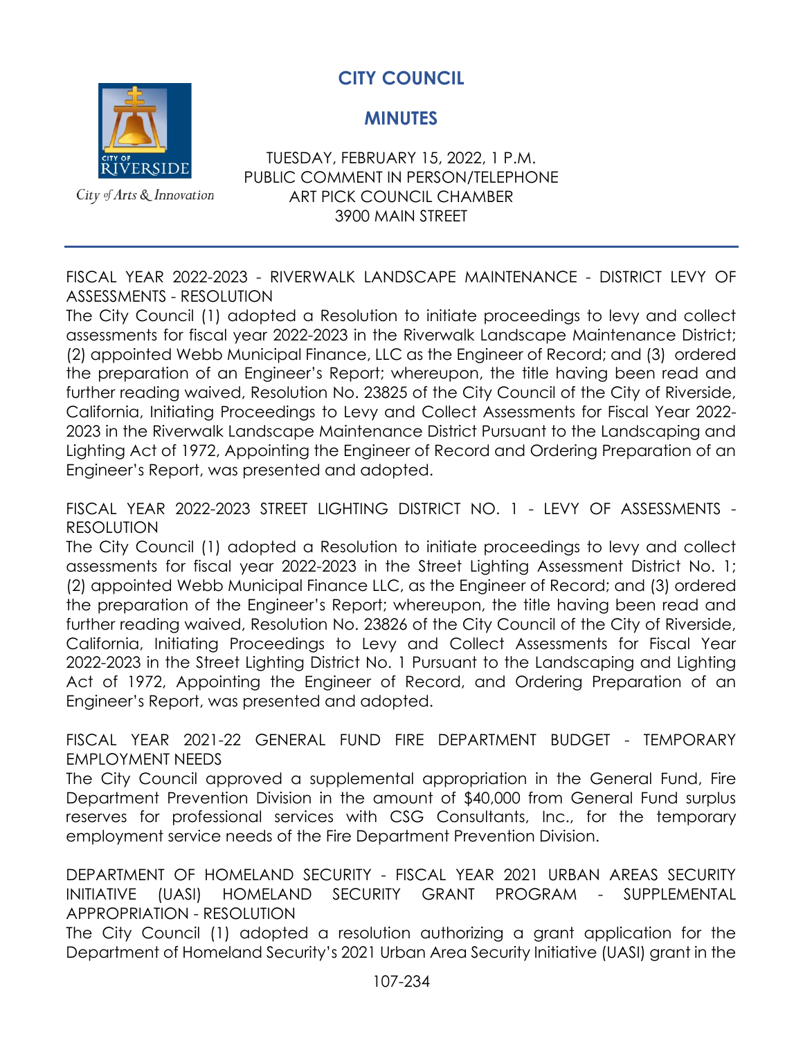# CITY COUNCIL

## MINUTES

TUESDAY, FEBRUARY 15, 2022, 1 P.M.
PUBLIC COMMENT IN PERSON/TELEPHONE
ART PICK COUNCIL CHAMBER
3900 MAIN STREET

City of Arts & Innovation

---

FISCAL YEAR 2022-2023 - RIVERWALK LANDSCAPE MAINTENANCE - DISTRICT LEVY OF ASSESSMENTS - RESOLUTION

The City Council (1) adopted a Resolution to initiate proceedings to levy and collect assessments for fiscal year 2022-2023 in the Riverwalk Landscape Maintenance District; (2) appointed Webb Municipal Finance, LLC as the Engineer of Record; and (3) ordered the preparation of an Engineer's Report; whereupon, the title having been read and further reading waived, Resolution No. 23825 of the City Council of the City of Riverside, California, Initiating Proceedings to Levy and Collect Assessments for Fiscal Year 2022-2023 in the Riverwalk Landscape Maintenance District Pursuant to the Landscaping and Lighting Act of 1972, Appointing the Engineer of Record and Ordering Preparation of an Engineer's Report, was presented and adopted.

FISCAL YEAR 2022-2023 STREET LIGHTING DISTRICT NO. 1 - LEVY OF ASSESSMENTS - RESOLUTION

The City Council (1) adopted a Resolution to initiate proceedings to levy and collect assessments for fiscal year 2022-2023 in the Street Lighting Assessment District No. 1; (2) appointed Webb Municipal Finance LLC, as the Engineer of Record; and (3) ordered the preparation of the Engineer's Report; whereupon, the title having been read and further reading waived, Resolution No. 23826 of the City Council of the City of Riverside, California, Initiating Proceedings to Levy and Collect Assessments for Fiscal Year 2022-2023 in the Street Lighting District No. 1 Pursuant to the Landscaping and Lighting Act of 1972, Appointing the Engineer of Record, and Ordering Preparation of an Engineer's Report, was presented and adopted.

FISCAL YEAR 2021-22 GENERAL FUND FIRE DEPARTMENT BUDGET - TEMPORARY EMPLOYMENT NEEDS

The City Council approved a supplemental appropriation in the General Fund, Fire Department Prevention Division in the amount of $40,000 from General Fund surplus reserves for professional services with CSG Consultants, Inc., for the temporary employment service needs of the Fire Department Prevention Division.

DEPARTMENT OF HOMELAND SECURITY - FISCAL YEAR 2021 URBAN AREAS SECURITY INITIATIVE (UASI) HOMELAND SECURITY GRANT PROGRAM - SUPPLEMENTAL APPROPRIATION - RESOLUTION

The City Council (1) adopted a resolution authorizing a grant application for the Department of Homeland Security's 2021 Urban Area Security Initiative (UASI) grant in the

107-234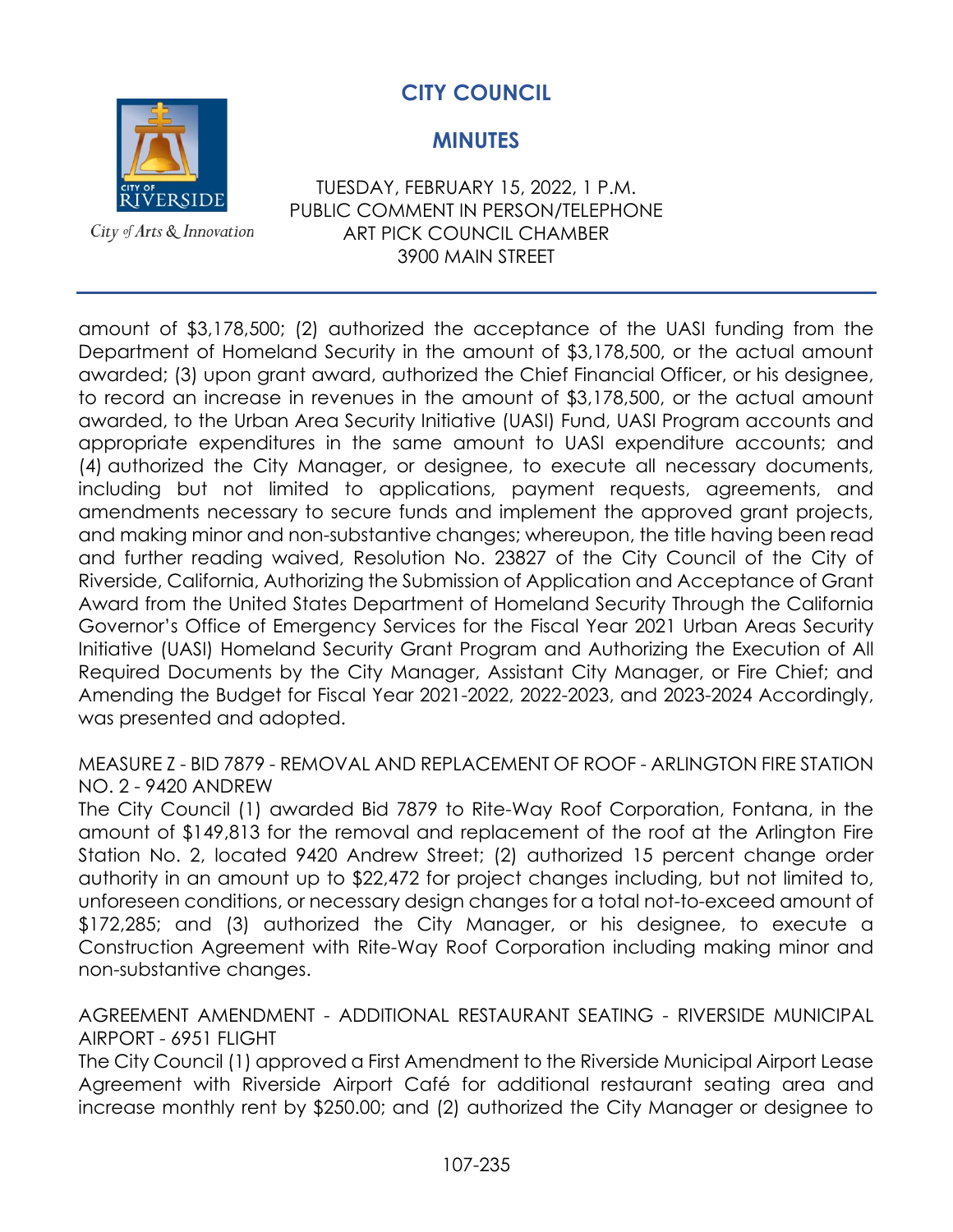amount of $3,178,500; (2) authorized the acceptance of the UASI funding from the Department of Homeland Security in the amount of $3,178,500, or the actual amount awarded; (3) upon grant award, authorized the Chief Financial Officer, or his designee, to record an increase in revenues in the amount of $3,178,500, or the actual amount awarded, to the Urban Area Security Initiative (UASI) Fund, UASI Program accounts and appropriate expenditures in the same amount to UASI expenditure accounts; and (4) authorized the City Manager, or designee, to execute all necessary documents, including but not limited to applications, payment requests, agreements, and amendments necessary to secure funds and implement the approved grant projects, and making minor and non-substantive changes; whereupon, the title having been read and further reading waived, Resolution No. 23827 of the City Council of the City of Riverside, California, Authorizing the Submission of Application and Acceptance of Grant Award from the United States Department of Homeland Security Through the California Governor's Office of Emergency Services for the Fiscal Year 2021 Urban Areas Security Initiative (UASI) Homeland Security Grant Program and Authorizing the Execution of All Required Documents by the City Manager, Assistant City Manager, or Fire Chief; and Amending the Budget for Fiscal Year 2021-2022, 2022-2023, and 2023-2024 Accordingly, was presented and adopted.

MEASURE Z - BID 7879 - REMOVAL AND REPLACEMENT OF ROOF - ARLINGTON FIRE STATION NO. 2 - 9420 ANDREW

The City Council (1) awarded Bid 7879 to Rite-Way Roof Corporation, Fontana, in the amount of $149,813 for the removal and replacement of the roof at the Arlington Fire Station No. 2, located 9420 Andrew Street; (2) authorized 15 percent change order authority in an amount up to $22,472 for project changes including, but not limited to, unforeseen conditions, or necessary design changes for a total not-to-exceed amount of $172,285; and (3) authorized the City Manager, or his designee, to execute a Construction Agreement with Rite-Way Roof Corporation including making minor and non-substantive changes.

AGREEMENT AMENDMENT - ADDITIONAL RESTAURANT SEATING - RIVERSIDE MUNICIPAL AIRPORT - 6951 FLIGHT

The City Council (1) approved a First Amendment to the Riverside Municipal Airport Lease Agreement with Riverside Airport Café for additional restaurant seating area and increase monthly rent by $250.00; and (2) authorized the City Manager or designee to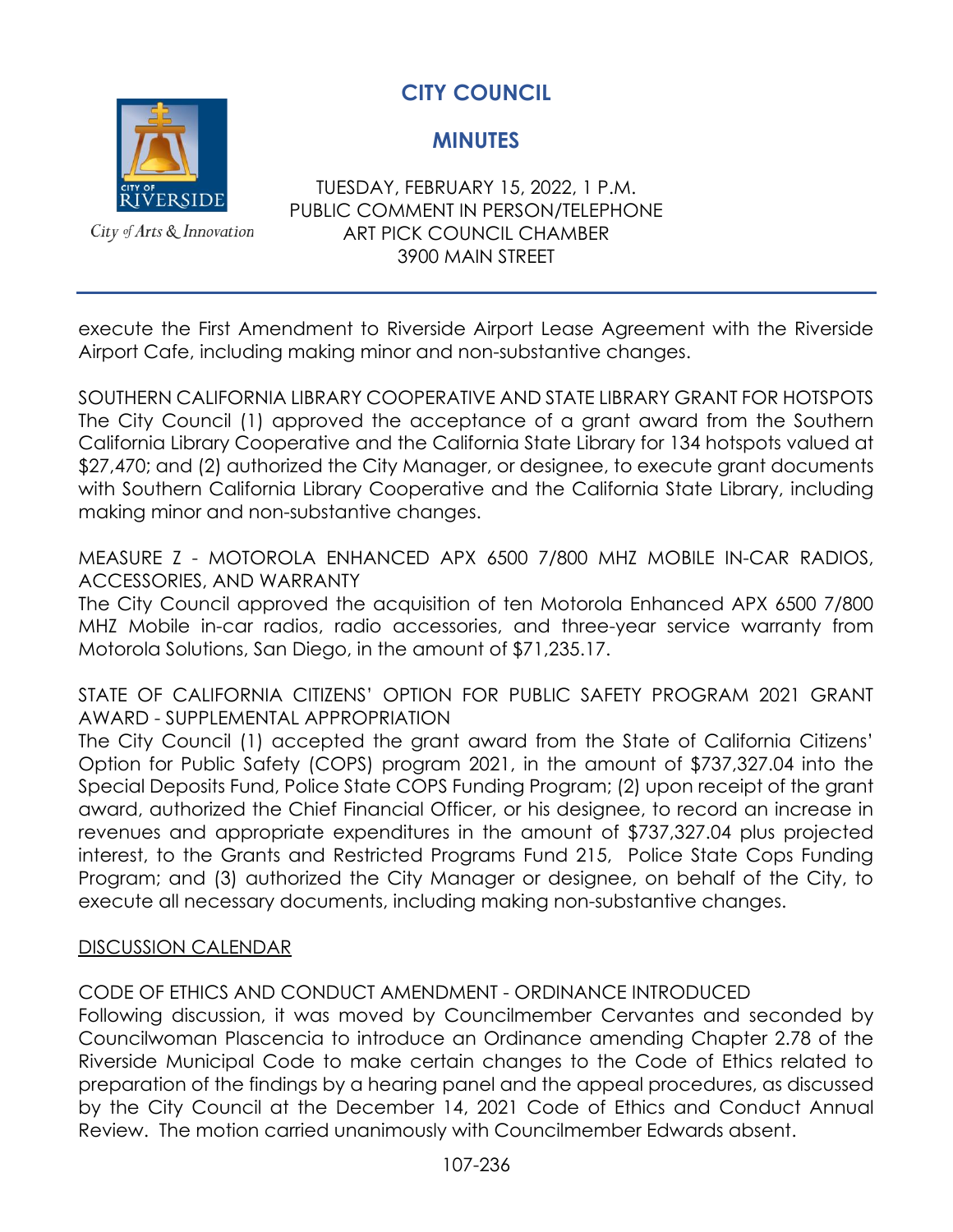execute the First Amendment to Riverside Airport Lease Agreement with the Riverside Airport Cafe, including making minor and non-substantive changes.

SOUTHERN CALIFORNIA LIBRARY COOPERATIVE AND STATE LIBRARY GRANT FOR HOTSPOTS
The City Council (1) approved the acceptance of a grant award from the Southern California Library Cooperative and the California State Library for 134 hotspots valued at $27,470; and (2) authorized the City Manager, or designee, to execute grant documents with Southern California Library Cooperative and the California State Library, including making minor and non-substantive changes.

MEASURE Z - MOTOROLA ENHANCED APX 6500 7/800 MHZ MOBILE IN-CAR RADIOS, ACCESSORIES, AND WARRANTY
The City Council approved the acquisition of ten Motorola Enhanced APX 6500 7/800 MHZ Mobile in-car radios, radio accessories, and three-year service warranty from Motorola Solutions, San Diego, in the amount of $71,235.17.

STATE OF CALIFORNIA CITIZENS' OPTION FOR PUBLIC SAFETY PROGRAM 2021 GRANT AWARD - SUPPLEMENTAL APPROPRIATION
The City Council (1) accepted the grant award from the State of California Citizens' Option for Public Safety (COPS) program 2021, in the amount of $737,327.04 into the Special Deposits Fund, Police State COPS Funding Program; (2) upon receipt of the grant award, authorized the Chief Financial Officer, or his designee, to record an increase in revenues and appropriate expenditures in the amount of $737,327.04 plus projected interest, to the Grants and Restricted Programs Fund 215, Police State Cops Funding Program; and (3) authorized the City Manager or designee, on behalf of the City, to execute all necessary documents, including making non-substantive changes.

DISCUSSION CALENDAR

CODE OF ETHICS AND CONDUCT AMENDMENT - ORDINANCE INTRODUCED
Following discussion, it was moved by Councilmember Cervantes and seconded by Councilwoman Plascencia to introduce an Ordinance amending Chapter 2.78 of the Riverside Municipal Code to make certain changes to the Code of Ethics related to preparation of the findings by a hearing panel and the appeal procedures, as discussed by the City Council at the December 14, 2021 Code of Ethics and Conduct Annual Review. The motion carried unanimously with Councilmember Edwards absent.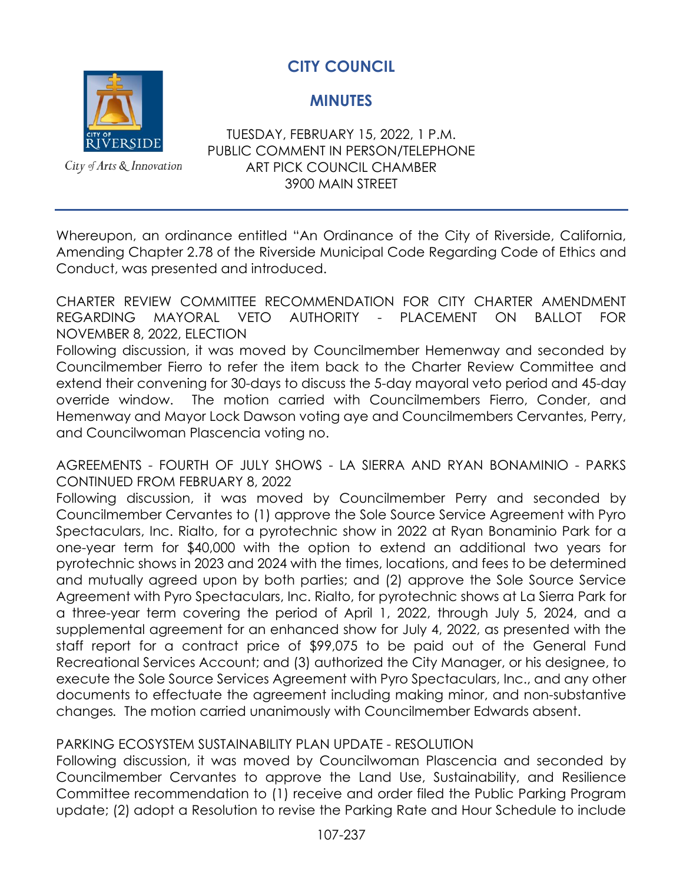# CITY COUNCIL

## MINUTES

TUESDAY, FEBRUARY 15, 2022, 1 P.M.
PUBLIC COMMENT IN PERSON/TELEPHONE
ART PICK COUNCIL CHAMBER
3900 MAIN STREET

Whereupon, an ordinance entitled "An Ordinance of the City of Riverside, California, Amending Chapter 2.78 of the Riverside Municipal Code Regarding Code of Ethics and Conduct, was presented and introduced.

CHARTER REVIEW COMMITTEE RECOMMENDATION FOR CITY CHARTER AMENDMENT REGARDING MAYORAL VETO AUTHORITY - PLACEMENT ON BALLOT FOR NOVEMBER 8, 2022, ELECTION

Following discussion, it was moved by Councilmember Hemenway and seconded by Councilmember Fierro to refer the item back to the Charter Review Committee and extend their convening for 30-days to discuss the 5-day mayoral veto period and 45-day override window. The motion carried with Councilmembers Fierro, Conder, and Hemenway and Mayor Lock Dawson voting aye and Councilmembers Cervantes, Perry, and Councilwoman Plascencia voting no.

AGREEMENTS - FOURTH OF JULY SHOWS - LA SIERRA AND RYAN BONAMINIO - PARKS CONTINUED FROM FEBRUARY 8, 2022

Following discussion, it was moved by Councilmember Perry and seconded by Councilmember Cervantes to (1) approve the Sole Source Service Agreement with Pyro Spectaculars, Inc. Rialto, for a pyrotechnic show in 2022 at Ryan Bonaminio Park for a one-year term for $40,000 with the option to extend an additional two years for pyrotechnic shows in 2023 and 2024 with the times, locations, and fees to be determined and mutually agreed upon by both parties; and (2) approve the Sole Source Service Agreement with Pyro Spectaculars, Inc. Rialto, for pyrotechnic shows at La Sierra Park for a three-year term covering the period of April 1, 2022, through July 5, 2024, and a supplemental agreement for an enhanced show for July 4, 2022, as presented with the staff report for a contract price of $99,075 to be paid out of the General Fund Recreational Services Account; and (3) authorized the City Manager, or his designee, to execute the Sole Source Services Agreement with Pyro Spectaculars, Inc., and any other documents to effectuate the agreement including making minor, and non-substantive changes. The motion carried unanimously with Councilmember Edwards absent.

PARKING ECOSYSTEM SUSTAINABILITY PLAN UPDATE - RESOLUTION

Following discussion, it was moved by Councilwoman Plascencia and seconded by Councilmember Cervantes to approve the Land Use, Sustainability, and Resilience Committee recommendation to (1) receive and order filed the Public Parking Program update; (2) adopt a Resolution to revise the Parking Rate and Hour Schedule to include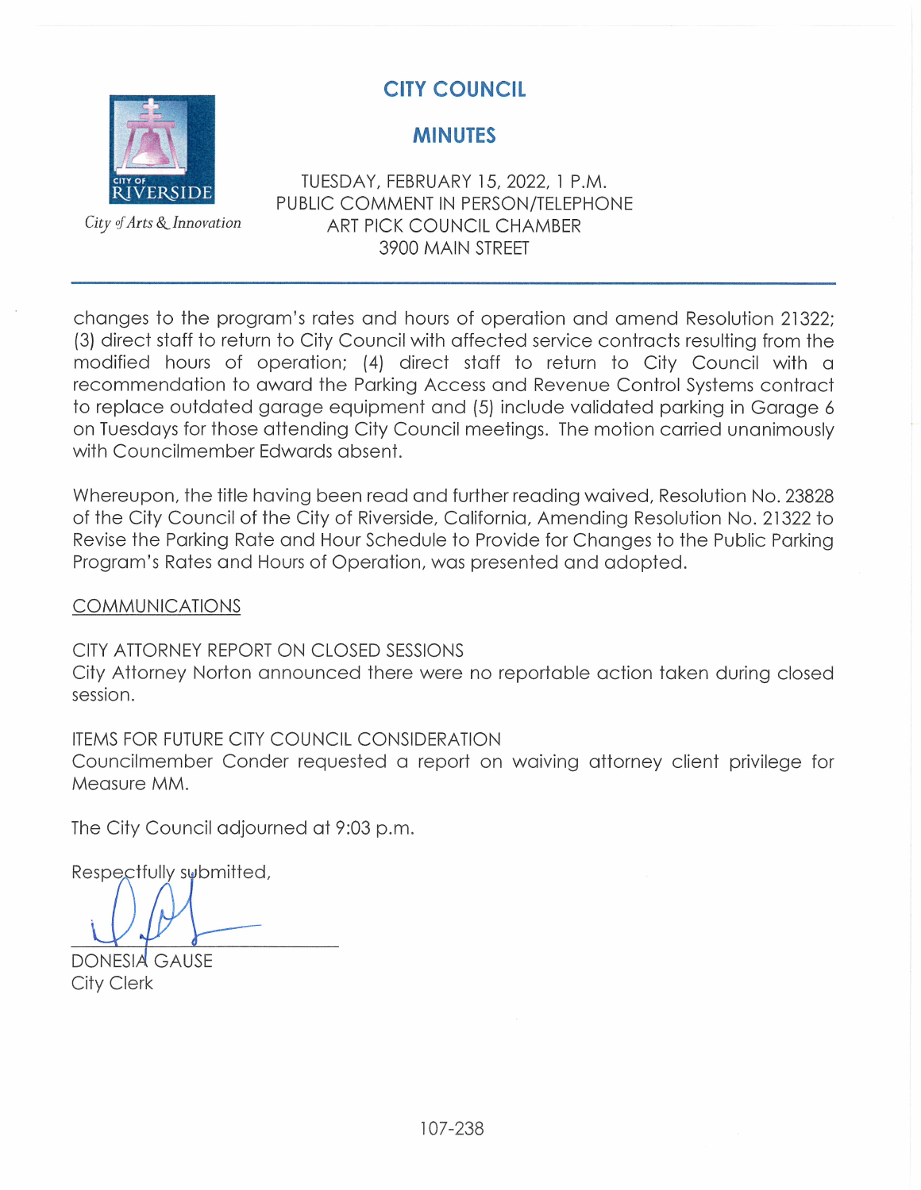# CITY COUNCIL

## MINUTES

TUESDAY, FEBRUARY 15, 2022, 1 P.M.
PUBLIC COMMENT IN PERSON/TELEPHONE
ART PICK COUNCIL CHAMBER
3900 MAIN STREET

changes to the program's rates and hours of operation and amend Resolution 21322; (3) direct staff to return to City Council with affected service contracts resulting from the modified hours of operation; (4) direct staff to return to City Council with a recommendation to award the Parking Access and Revenue Control Systems contract to replace outdated garage equipment and (5) include validated parking in Garage 6 on Tuesdays for those attending City Council meetings. The motion carried unanimously with Councilmember Edwards absent.

Whereupon, the title having been read and further reading waived, Resolution No. 23828 of the City Council of the City of Riverside, California, Amending Resolution No. 21322 to Revise the Parking Rate and Hour Schedule to Provide for Changes to the Public Parking Program's Rates and Hours of Operation, was presented and adopted.

COMMUNICATIONS

CITY ATTORNEY REPORT ON CLOSED SESSIONS
City Attorney Norton announced there were no reportable action taken during closed session.

ITEMS FOR FUTURE CITY COUNCIL CONSIDERATION
Councilmember Conder requested a report on waiving attorney client privilege for Measure MM.

The City Council adjourned at 9:03 p.m.

Respectfully submitted,

DONESIA GAUSE
City Clerk